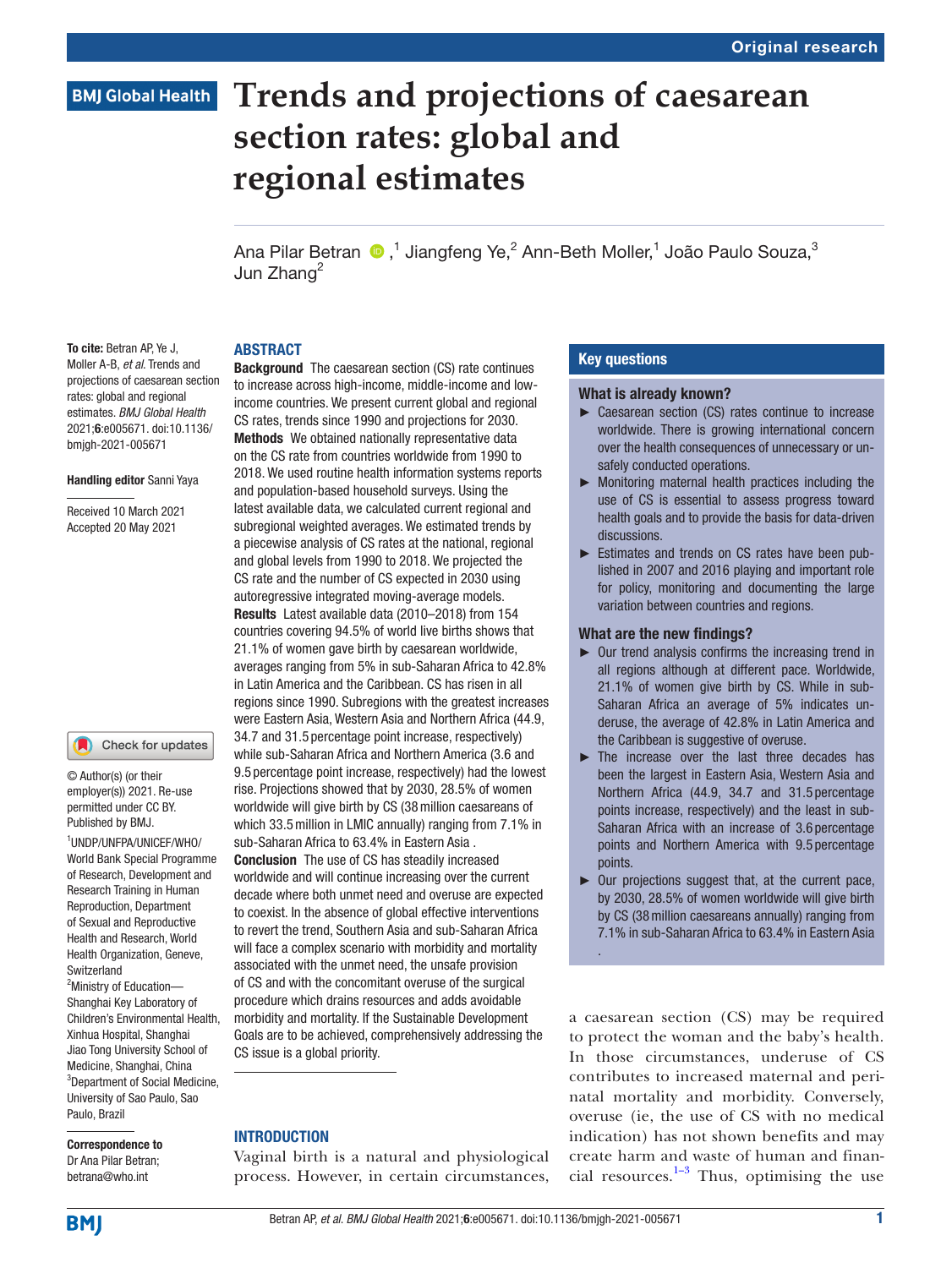Original research

# Trends and projections of caesarean section rates: global and regional estimates

Ana Pilar Betran [1], Jiangfeng Ye [2], Ann-Beth Moller [1], João Paulo Souza [3], Jun Zhang [2]

**To cite:** Betran AP, Ye J, Moller A-B, *et al*. Trends and projections of caesarean section rates: global and regional estimates. *BMJ Global Health* 2021;**6**:e005671. doi:10.1136/bmjgh-2021-005671

**Handling editor** Sanni Yaya

Received 10 March 2021
Accepted 20 May 2021

© Author(s) (or their employer(s)) 2021. Re-use permitted under CC BY. Published by BMJ.

[1] UNDP/UNFPA/UNICEF/WHO/World Bank Special Programme of Research, Development and Research Training in Human Reproduction, Department of Sexual and Reproductive Health and Research, World Health Organization, Geneva, Switzerland
[2] Ministry of Education—Shanghai Key Laboratory of Children's Environmental Health, Xinhua Hospital, Shanghai Jiao Tong University School of Medicine, Shanghai, China
[3] Department of Social Medicine, University of Sao Paulo, Sao Paulo, Brazil

**Correspondence to**
Dr Ana Pilar Betran;
betrana@who.int

## ABSTRACT

**Background** The caesarean section (CS) rate continues to increase across high-income, middle-income and low-income countries. We present current global and regional CS rates, trends since 1990 and projections for 2030.

**Methods** We obtained nationally representative data on the CS rate from countries worldwide from 1990 to 2018. We used routine health information systems reports and population-based household surveys. Using the latest available data, we calculated current regional and subregional weighted averages. We estimated trends by a piecewise analysis of CS rates at the national, regional and global levels from 1990 to 2018. We projected the CS rate and the number of CS expected in 2030 using autoregressive integrated moving-average models.

**Results** Latest available data (2010–2018) from 154 countries covering 94.5% of world live births shows that 21.1% of women gave birth by caesarean worldwide, averages ranging from 5% in sub-Saharan Africa to 42.8% in Latin America and the Caribbean. CS has risen in all regions since 1990. Subregions with the greatest increases were Eastern Asia, Western Asia and Northern Africa (44.9, 34.7 and 31.5 percentage point increase, respectively) while sub-Saharan Africa and Northern America (3.6 and 9.5 percentage point increase, respectively) had the lowest rise. Projections showed that by 2030, 28.5% of women worldwide will give birth by CS (38 million caesareans of which 33.5 million in LMIC annually) ranging from 7.1% in sub-Saharan Africa to 63.4% in Eastern Asia .

**Conclusion** The use of CS has steadily increased worldwide and will continue increasing over the current decade where both unmet need and overuse are expected to coexist. In the absence of global effective interventions to revert the trend, Southern Asia and sub-Saharan Africa will face a complex scenario with morbidity and mortality associated with the unmet need, the unsafe provision of CS and with the concomitant overuse of the surgical procedure which drains resources and adds avoidable morbidity and mortality. If the Sustainable Development Goals are to be achieved, comprehensively addressing the CS issue is a global priority.

### Key questions

**What is already known?**

- Caesarean section (CS) rates continue to increase worldwide. There is growing international concern over the health consequences of unnecessary or unsafely conducted operations.
- Monitoring maternal health practices including the use of CS is essential to assess progress toward health goals and to provide the basis for data-driven discussions.
- Estimates and trends on CS rates have been published in 2007 and 2016 playing and important role for policy, monitoring and documenting the large variation between countries and regions.

**What are the new findings?**

- Our trend analysis confirms the increasing trend in all regions although at different pace. Worldwide, 21.1% of women give birth by CS. While in sub-Saharan Africa an average of 5% indicates underuse, the average of 42.8% in Latin America and the Caribbean is suggestive of overuse.
- The increase over the last three decades has been the largest in Eastern Asia, Western Asia and Northern Africa (44.9, 34.7 and 31.5 percentage points increase, respectively) and the least in sub-Saharan Africa with an increase of 3.6 percentage points and Northern America with 9.5 percentage points.
- Our projections suggest that, at the current pace, by 2030, 28.5% of women worldwide will give birth by CS (38 million caesareans annually) ranging from 7.1% in sub-Saharan Africa to 63.4% in Eastern Asia .

## INTRODUCTION

Vaginal birth is a natural and physiological process. However, in certain circumstances, a caesarean section (CS) may be required to protect the woman and the baby's health. In those circumstances, underuse of CS contributes to increased maternal and perinatal mortality and morbidity. Conversely, overuse (ie, the use of CS with no medical indication) has not shown benefits and may create harm and waste of human and financial resources.[1–3] Thus, optimising the use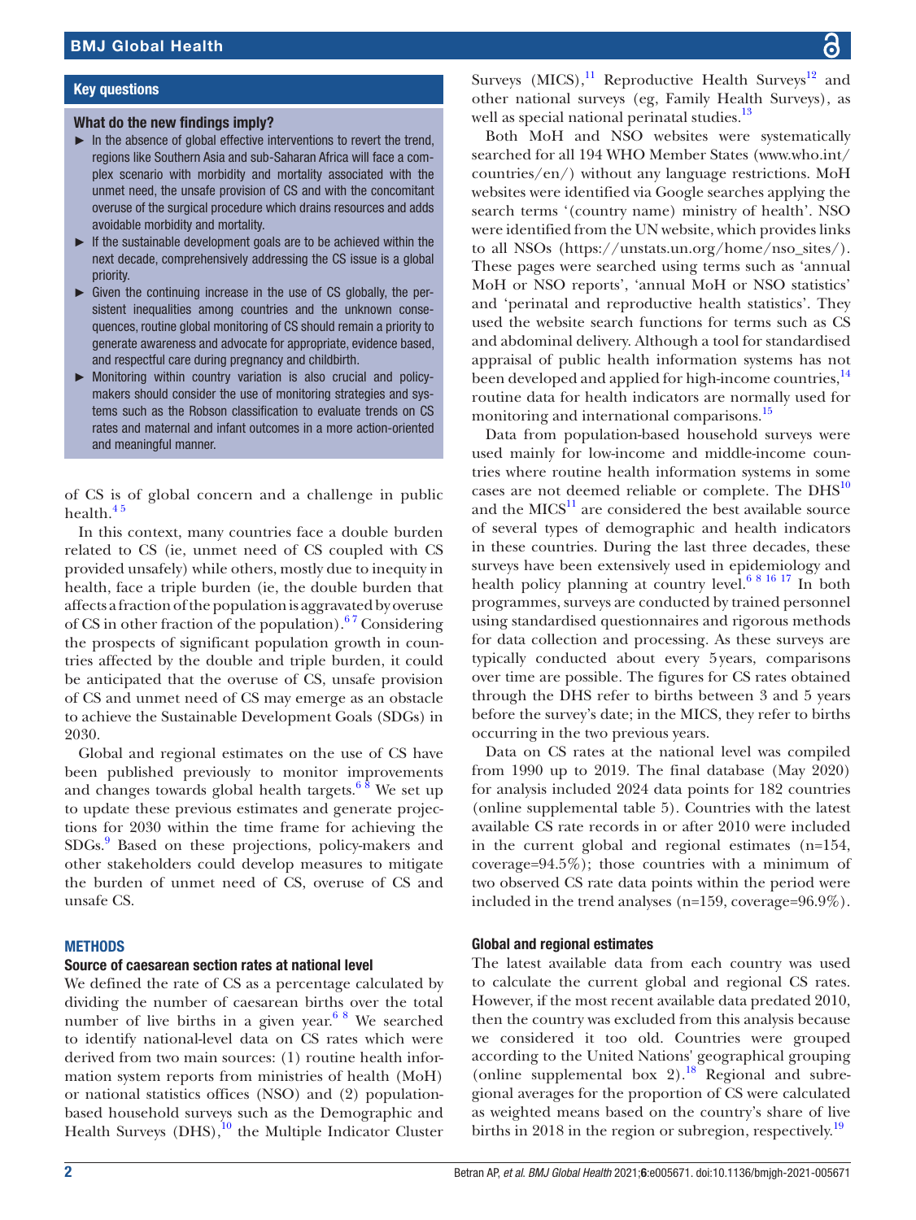## Key questions

### What do the new findings imply?

- In the absence of global effective interventions to revert the trend, regions like Southern Asia and sub-Saharan Africa will face a complex scenario with morbidity and mortality associated with the unmet need, the unsafe provision of CS and with the concomitant overuse of the surgical procedure which drains resources and adds avoidable morbidity and mortality.
- If the sustainable development goals are to be achieved within the next decade, comprehensively addressing the CS issue is a global priority.
- Given the continuing increase in the use of CS globally, the persistent inequalities among countries and the unknown consequences, routine global monitoring of CS should remain a priority to generate awareness and advocate for appropriate, evidence based, and respectful care during pregnancy and childbirth.
- Monitoring within country variation is also crucial and policymakers should consider the use of monitoring strategies and systems such as the Robson classification to evaluate trends on CS rates and maternal and infant outcomes in a more action-oriented and meaningful manner.

of CS is of global concern and a challenge in public health.[4 5]

In this context, many countries face a double burden related to CS (ie, unmet need of CS coupled with CS provided unsafely) while others, mostly due to inequity in health, face a triple burden (ie, the double burden that affects a fraction of the population is aggravated by overuse of CS in other fraction of the population).[6 7] Considering the prospects of significant population growth in countries affected by the double and triple burden, it could be anticipated that the overuse of CS, unsafe provision of CS and unmet need of CS may emerge as an obstacle to achieve the Sustainable Development Goals (SDGs) in 2030.

Global and regional estimates on the use of CS have been published previously to monitor improvements and changes towards global health targets.[6 8] We set up to update these previous estimates and generate projections for 2030 within the time frame for achieving the SDGs.[9] Based on these projections, policy-makers and other stakeholders could develop measures to mitigate the burden of unmet need of CS, overuse of CS and unsafe CS.

## METHODS

### Source of caesarean section rates at national level

We defined the rate of CS as a percentage calculated by dividing the number of caesarean births over the total number of live births in a given year.[6 8] We searched to identify national-level data on CS rates which were derived from two main sources: (1) routine health information system reports from ministries of health (MoH) or national statistics offices (NSO) and (2) population-based household surveys such as the Demographic and Health Surveys (DHS),[10] the Multiple Indicator Cluster Surveys (MICS),[11] Reproductive Health Surveys[12] and other national surveys (eg, Family Health Surveys), as well as special national perinatal studies.[13]

Both MoH and NSO websites were systematically searched for all 194 WHO Member States (www.who.int/countries/en/) without any language restrictions. MoH websites were identified via Google searches applying the search terms '(country name) ministry of health'. NSO were identified from the UN website, which provides links to all NSOs (https://unstats.un.org/home/nso_sites/). These pages were searched using terms such as 'annual MoH or NSO reports', 'annual MoH or NSO statistics' and 'perinatal and reproductive health statistics'. They used the website search functions for terms such as CS and abdominal delivery. Although a tool for standardised appraisal of public health information systems has not been developed and applied for high-income countries,[14] routine data for health indicators are normally used for monitoring and international comparisons.[15]

Data from population-based household surveys were used mainly for low-income and middle-income countries where routine health information systems in some cases are not deemed reliable or complete. The DHS[10] and the MICS[11] are considered the best available source of several types of demographic and health indicators in these countries. During the last three decades, these surveys have been extensively used in epidemiology and health policy planning at country level.[6 8 16 17] In both programmes, surveys are conducted by trained personnel using standardised questionnaires and rigorous methods for data collection and processing. As these surveys are typically conducted about every 5 years, comparisons over time are possible. The figures for CS rates obtained through the DHS refer to births between 3 and 5 years before the survey's date; in the MICS, they refer to births occurring in the two previous years.

Data on CS rates at the national level was compiled from 1990 up to 2019. The final database (May 2020) for analysis included 2024 data points for 182 countries (online supplemental table 5). Countries with the latest available CS rate records in or after 2010 were included in the current global and regional estimates (n=154, coverage=94.5%); those countries with a minimum of two observed CS rate data points within the period were included in the trend analyses (n=159, coverage=96.9%).

### Global and regional estimates

The latest available data from each country was used to calculate the current global and regional CS rates. However, if the most recent available data predated 2010, then the country was excluded from this analysis because we considered it too old. Countries were grouped according to the United Nations' geographical grouping (online supplemental box 2).[18] Regional and subregional averages for the proportion of CS were calculated as weighted means based on the country's share of live births in 2018 in the region or subregion, respectively.[19]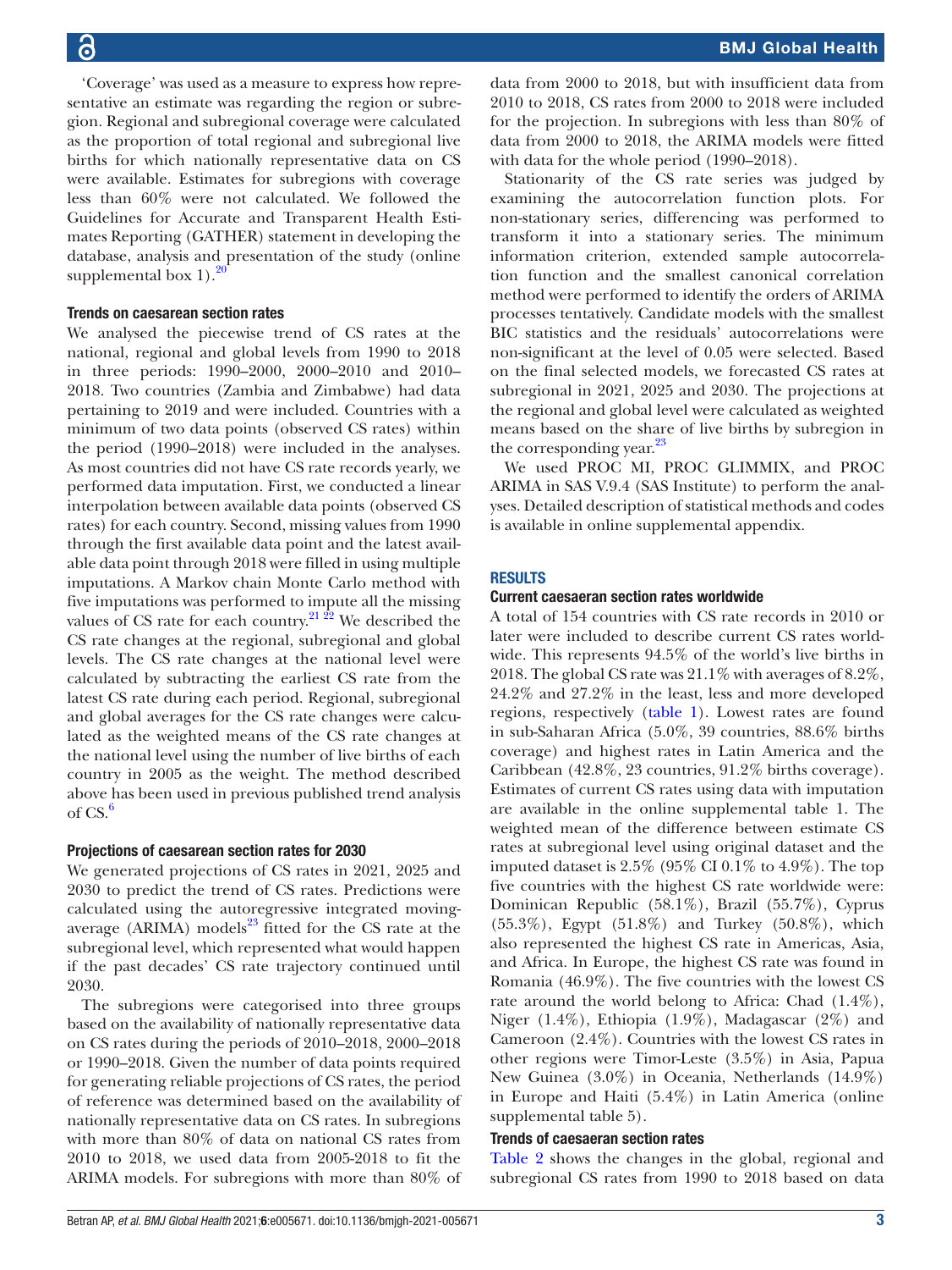'Coverage' was used as a measure to express how representative an estimate was regarding the region or subregion. Regional and subregional coverage were calculated as the proportion of total regional and subregional live births for which nationally representative data on CS were available. Estimates for subregions with coverage less than 60% were not calculated. We followed the Guidelines for Accurate and Transparent Health Estimates Reporting (GATHER) statement in developing the database, analysis and presentation of the study (online supplemental box 1).[20]

### Trends on caesarean section rates

We analysed the piecewise trend of CS rates at the national, regional and global levels from 1990 to 2018 in three periods: 1990–2000, 2000–2010 and 2010–2018. Two countries (Zambia and Zimbabwe) had data pertaining to 2019 and were included. Countries with a minimum of two data points (observed CS rates) within the period (1990–2018) were included in the analyses. As most countries did not have CS rate records yearly, we performed data imputation. First, we conducted a linear interpolation between available data points (observed CS rates) for each country. Second, missing values from 1990 through the first available data point and the latest available data point through 2018 were filled in using multiple imputations. A Markov chain Monte Carlo method with five imputations was performed to impute all the missing values of CS rate for each country.[21 22] We described the CS rate changes at the regional, subregional and global levels. The CS rate changes at the national level were calculated by subtracting the earliest CS rate from the latest CS rate during each period. Regional, subregional and global averages for the CS rate changes were calculated as the weighted means of the CS rate changes at the national level using the number of live births of each country in 2005 as the weight. The method described above has been used in previous published trend analysis of CS.[6]

### Projections of caesarean section rates for 2030

We generated projections of CS rates in 2021, 2025 and 2030 to predict the trend of CS rates. Predictions were calculated using the autoregressive integrated moving-average (ARIMA) models[23] fitted for the CS rate at the subregional level, which represented what would happen if the past decades' CS rate trajectory continued until 2030.

The subregions were categorised into three groups based on the availability of nationally representative data on CS rates during the periods of 2010–2018, 2000–2018 or 1990–2018. Given the number of data points required for generating reliable projections of CS rates, the period of reference was determined based on the availability of nationally representative data on CS rates. In subregions with more than 80% of data on national CS rates from 2010 to 2018, we used data from 2005-2018 to fit the ARIMA models. For subregions with more than 80% of data from 2000 to 2018, but with insufficient data from 2010 to 2018, CS rates from 2000 to 2018 were included for the projection. In subregions with less than 80% of data from 2000 to 2018, the ARIMA models were fitted with data for the whole period (1990–2018).

Stationarity of the CS rate series was judged by examining the autocorrelation function plots. For non-stationary series, differencing was performed to transform it into a stationary series. The minimum information criterion, extended sample autocorrelation function and the smallest canonical correlation method were performed to identify the orders of ARIMA processes tentatively. Candidate models with the smallest BIC statistics and the residuals' autocorrelations were non-significant at the level of 0.05 were selected. Based on the final selected models, we forecasted CS rates at subregional in 2021, 2025 and 2030. The projections at the regional and global level were calculated as weighted means based on the share of live births by subregion in the corresponding year.[23]

We used PROC MI, PROC GLIMMIX, and PROC ARIMA in SAS V.9.4 (SAS Institute) to perform the analyses. Detailed description of statistical methods and codes is available in online supplemental appendix.

## RESULTS

### Current caesarean section rates worldwide

A total of 154 countries with CS rate records in 2010 or later were included to describe current CS rates worldwide. This represents 94.5% of the world's live births in 2018. The global CS rate was 21.1% with averages of 8.2%, 24.2% and 27.2% in the least, less and more developed regions, respectively (table 1). Lowest rates are found in sub-Saharan Africa (5.0%, 39 countries, 88.6% births coverage) and highest rates in Latin America and the Caribbean (42.8%, 23 countries, 91.2% births coverage). Estimates of current CS rates using data with imputation are available in the online supplemental table 1. The weighted mean of the difference between estimate CS rates at subregional level using original dataset and the imputed dataset is 2.5% (95% CI 0.1% to 4.9%). The top five countries with the highest CS rate worldwide were: Dominican Republic (58.1%), Brazil (55.7%), Cyprus (55.3%), Egypt (51.8%) and Turkey (50.8%), which also represented the highest CS rate in Americas, Asia, and Africa. In Europe, the highest CS rate was found in Romania (46.9%). The five countries with the lowest CS rate around the world belong to Africa: Chad (1.4%), Niger (1.4%), Ethiopia (1.9%), Madagascar (2%) and Cameroon (2.4%). Countries with the lowest CS rates in other regions were Timor-Leste (3.5%) in Asia, Papua New Guinea (3.0%) in Oceania, Netherlands (14.9%) in Europe and Haiti (5.4%) in Latin America (online supplemental table 5).

### Trends of caesarean section rates

Table 2 shows the changes in the global, regional and subregional CS rates from 1990 to 2018 based on data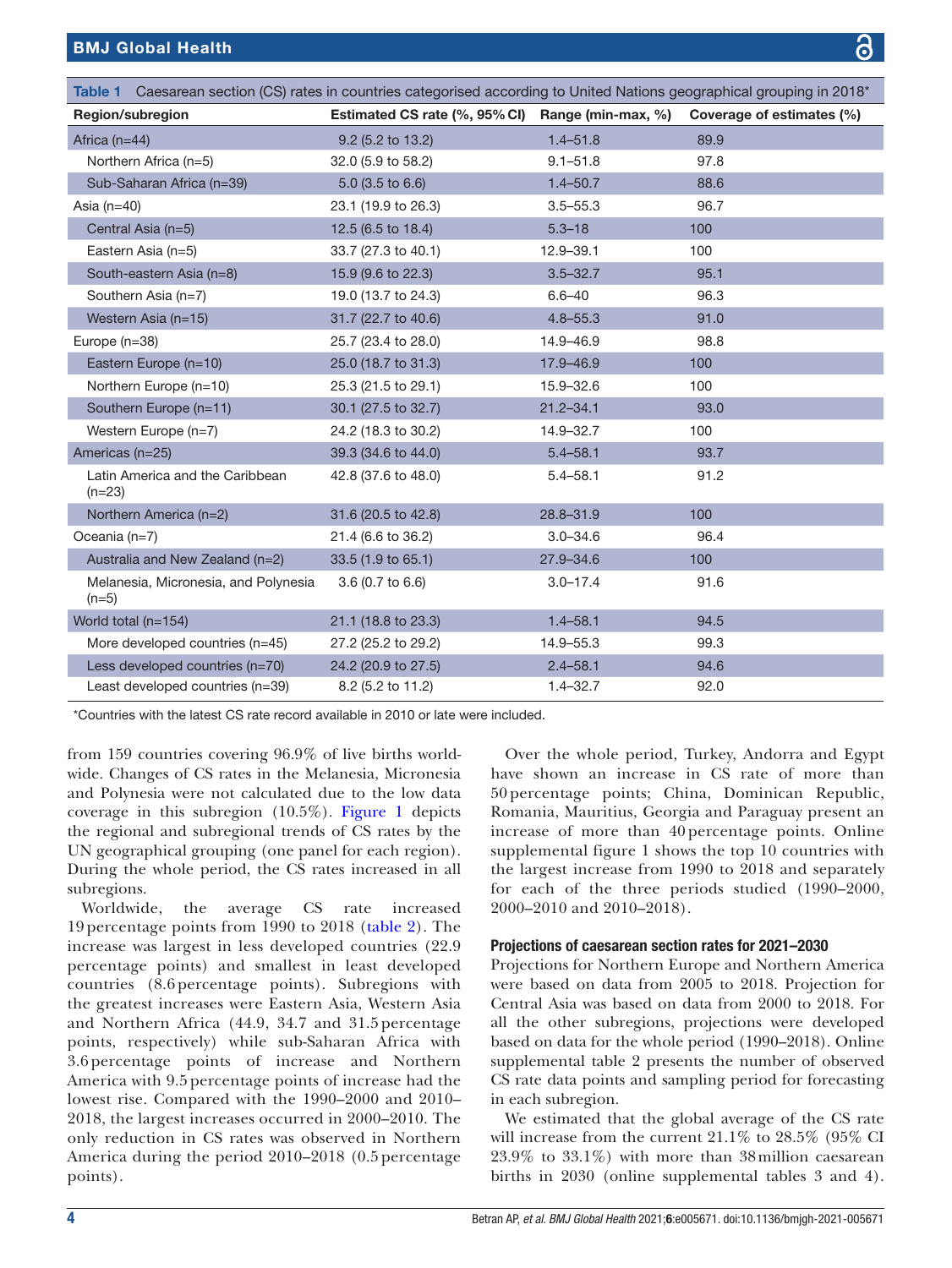**Table 1** Caesarean section (CS) rates in countries categorised according to United Nations geographical grouping in 2018*

| Region/subregion | Estimated CS rate (%, 95% CI) | Range (min-max, %) | Coverage of estimates (%) |
|---|---|---|---|
| Africa (n=44) | 9.2 (5.2 to 13.2) | 1.4–51.8 | 89.9 |
| Northern Africa (n=5) | 32.0 (5.9 to 58.2) | 9.1–51.8 | 97.8 |
| Sub-Saharan Africa (n=39) | 5.0 (3.5 to 6.6) | 1.4–50.7 | 88.6 |
| Asia (n=40) | 23.1 (19.9 to 26.3) | 3.5–55.3 | 96.7 |
| Central Asia (n=5) | 12.5 (6.5 to 18.4) | 5.3–18 | 100 |
| Eastern Asia (n=5) | 33.7 (27.3 to 40.1) | 12.9–39.1 | 100 |
| South-eastern Asia (n=8) | 15.9 (9.6 to 22.3) | 3.5–32.7 | 95.1 |
| Southern Asia (n=7) | 19.0 (13.7 to 24.3) | 6.6–40 | 96.3 |
| Western Asia (n=15) | 31.7 (22.7 to 40.6) | 4.8–55.3 | 91.0 |
| Europe (n=38) | 25.7 (23.4 to 28.0) | 14.9–46.9 | 98.8 |
| Eastern Europe (n=10) | 25.0 (18.7 to 31.3) | 17.9–46.9 | 100 |
| Northern Europe (n=10) | 25.3 (21.5 to 29.1) | 15.9–32.6 | 100 |
| Southern Europe (n=11) | 30.1 (27.5 to 32.7) | 21.2–34.1 | 93.0 |
| Western Europe (n=7) | 24.2 (18.3 to 30.2) | 14.9–32.7 | 100 |
| Americas (n=25) | 39.3 (34.6 to 44.0) | 5.4–58.1 | 93.7 |
| Latin America and the Caribbean (n=23) | 42.8 (37.6 to 48.0) | 5.4–58.1 | 91.2 |
| Northern America (n=2) | 31.6 (20.5 to 42.8) | 28.8–31.9 | 100 |
| Oceania (n=7) | 21.4 (6.6 to 36.2) | 3.0–34.6 | 96.4 |
| Australia and New Zealand (n=2) | 33.5 (1.9 to 65.1) | 27.9–34.6 | 100 |
| Melanesia, Micronesia, and Polynesia (n=5) | 3.6 (0.7 to 6.6) | 3.0–17.4 | 91.6 |
| World total (n=154) | 21.1 (18.8 to 23.3) | 1.4–58.1 | 94.5 |
| More developed countries (n=45) | 27.2 (25.2 to 29.2) | 14.9–55.3 | 99.3 |
| Less developed countries (n=70) | 24.2 (20.9 to 27.5) | 2.4–58.1 | 94.6 |
| Least developed countries (n=39) | 8.2 (5.2 to 11.2) | 1.4–32.7 | 92.0 |

*Countries with the latest CS rate record available in 2010 or late were included.

from 159 countries covering 96.9% of live births worldwide. Changes of CS rates in the Melanesia, Micronesia and Polynesia were not calculated due to the low data coverage in this subregion (10.5%). Figure 1 depicts the regional and subregional trends of CS rates by the UN geographical grouping (one panel for each region). During the whole period, the CS rates increased in all subregions.

Worldwide, the average CS rate increased 19 percentage points from 1990 to 2018 (table 2). The increase was largest in less developed countries (22.9 percentage points) and smallest in least developed countries (8.6 percentage points). Subregions with the greatest increases were Eastern Asia, Western Asia and Northern Africa (44.9, 34.7 and 31.5 percentage points, respectively) while sub-Saharan Africa with 3.6 percentage points of increase and Northern America with 9.5 percentage points of increase had the lowest rise. Compared with the 1990–2000 and 2010–2018, the largest increases occurred in 2000–2010. The only reduction in CS rates was observed in Northern America during the period 2010–2018 (0.5 percentage points).

Over the whole period, Turkey, Andorra and Egypt have shown an increase in CS rate of more than 50 percentage points; China, Dominican Republic, Romania, Mauritius, Georgia and Paraguay present an increase of more than 40 percentage points. Online supplemental figure 1 shows the top 10 countries with the largest increase from 1990 to 2018 and separately for each of the three periods studied (1990–2000, 2000–2010 and 2010–2018).

### Projections of caesarean section rates for 2021–2030

Projections for Northern Europe and Northern America were based on data from 2005 to 2018. Projection for Central Asia was based on data from 2000 to 2018. For all the other subregions, projections were developed based on data for the whole period (1990–2018). Online supplemental table 2 presents the number of observed CS rate data points and sampling period for forecasting in each subregion.

We estimated that the global average of the CS rate will increase from the current 21.1% to 28.5% (95% CI 23.9% to 33.1%) with more than 38 million caesarean births in 2030 (online supplemental tables 3 and 4).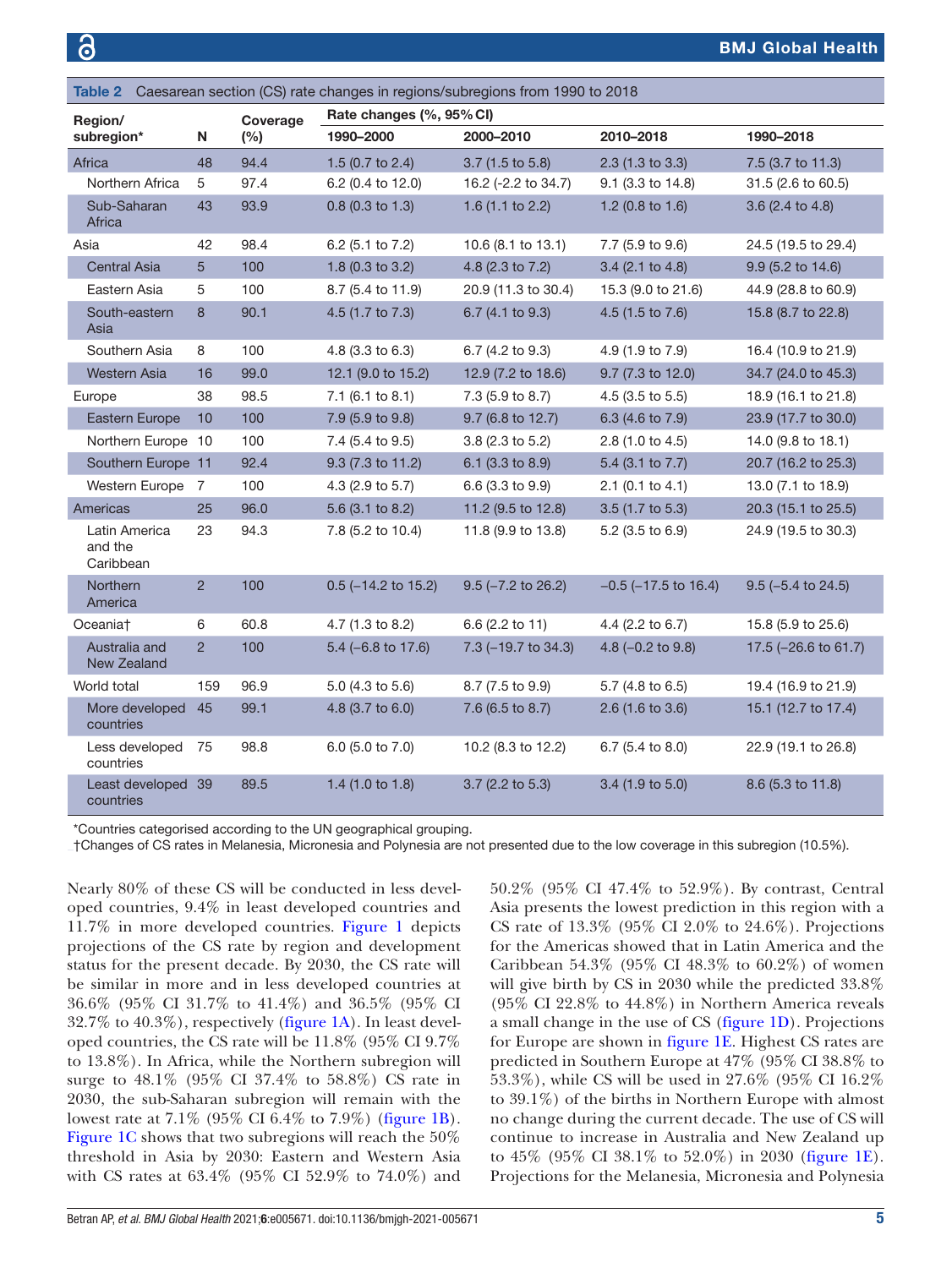Table 2 Caesarean section (CS) rate changes in regions/subregions from 1990 to 2018

| Region/ subregion* | N | Coverage (%) | Rate changes (%, 95% CI) | | | |
|---|---|---|---|---|---|---|
| | | | 1990–2000 | 2000–2010 | 2010–2018 | 1990–2018 |
| Africa | 48 | 94.4 | 1.5 (0.7 to 2.4) | 3.7 (1.5 to 5.8) | 2.3 (1.3 to 3.3) | 7.5 (3.7 to 11.3) |
| Northern Africa | 5 | 97.4 | 6.2 (0.4 to 12.0) | 16.2 (-2.2 to 34.7) | 9.1 (3.3 to 14.8) | 31.5 (2.6 to 60.5) |
| Sub-Saharan Africa | 43 | 93.9 | 0.8 (0.3 to 1.3) | 1.6 (1.1 to 2.2) | 1.2 (0.8 to 1.6) | 3.6 (2.4 to 4.8) |
| Asia | 42 | 98.4 | 6.2 (5.1 to 7.2) | 10.6 (8.1 to 13.1) | 7.7 (5.9 to 9.6) | 24.5 (19.5 to 29.4) |
| Central Asia | 5 | 100 | 1.8 (0.3 to 3.2) | 4.8 (2.3 to 7.2) | 3.4 (2.1 to 4.8) | 9.9 (5.2 to 14.6) |
| Eastern Asia | 5 | 100 | 8.7 (5.4 to 11.9) | 20.9 (11.3 to 30.4) | 15.3 (9.0 to 21.6) | 44.9 (28.8 to 60.9) |
| South-eastern Asia | 8 | 90.1 | 4.5 (1.7 to 7.3) | 6.7 (4.1 to 9.3) | 4.5 (1.5 to 7.6) | 15.8 (8.7 to 22.8) |
| Southern Asia | 8 | 100 | 4.8 (3.3 to 6.3) | 6.7 (4.2 to 9.3) | 4.9 (1.9 to 7.9) | 16.4 (10.9 to 21.9) |
| Western Asia | 16 | 99.0 | 12.1 (9.0 to 15.2) | 12.9 (7.2 to 18.6) | 9.7 (7.3 to 12.0) | 34.7 (24.0 to 45.3) |
| Europe | 38 | 98.5 | 7.1 (6.1 to 8.1) | 7.3 (5.9 to 8.7) | 4.5 (3.5 to 5.5) | 18.9 (16.1 to 21.8) |
| Eastern Europe | 10 | 100 | 7.9 (5.9 to 9.8) | 9.7 (6.8 to 12.7) | 6.3 (4.6 to 7.9) | 23.9 (17.7 to 30.0) |
| Northern Europe | 10 | 100 | 7.4 (5.4 to 9.5) | 3.8 (2.3 to 5.2) | 2.8 (1.0 to 4.5) | 14.0 (9.8 to 18.1) |
| Southern Europe | 11 | 92.4 | 9.3 (7.3 to 11.2) | 6.1 (3.3 to 8.9) | 5.4 (3.1 to 7.7) | 20.7 (16.2 to 25.3) |
| Western Europe | 7 | 100 | 4.3 (2.9 to 5.7) | 6.6 (3.3 to 9.9) | 2.1 (0.1 to 4.1) | 13.0 (7.1 to 18.9) |
| Americas | 25 | 96.0 | 5.6 (3.1 to 8.2) | 11.2 (9.5 to 12.8) | 3.5 (1.7 to 5.3) | 20.3 (15.1 to 25.5) |
| Latin America and the Caribbean | 23 | 94.3 | 7.8 (5.2 to 10.4) | 11.8 (9.9 to 13.8) | 5.2 (3.5 to 6.9) | 24.9 (19.5 to 30.3) |
| Northern America | 2 | 100 | 0.5 (–14.2 to 15.2) | 9.5 (–7.2 to 26.2) | –0.5 (–17.5 to 16.4) | 9.5 (–5.4 to 24.5) |
| Oceania† | 6 | 60.8 | 4.7 (1.3 to 8.2) | 6.6 (2.2 to 11) | 4.4 (2.2 to 6.7) | 15.8 (5.9 to 25.6) |
| Australia and New Zealand | 2 | 100 | 5.4 (–6.8 to 17.6) | 7.3 (–19.7 to 34.3) | 4.8 (–0.2 to 9.8) | 17.5 (–26.6 to 61.7) |
| World total | 159 | 96.9 | 5.0 (4.3 to 5.6) | 8.7 (7.5 to 9.9) | 5.7 (4.8 to 6.5) | 19.4 (16.9 to 21.9) |
| More developed countries | 45 | 99.1 | 4.8 (3.7 to 6.0) | 7.6 (6.5 to 8.7) | 2.6 (1.6 to 3.6) | 15.1 (12.7 to 17.4) |
| Less developed countries | 75 | 98.8 | 6.0 (5.0 to 7.0) | 10.2 (8.3 to 12.2) | 6.7 (5.4 to 8.0) | 22.9 (19.1 to 26.8) |
| Least developed countries | 39 | 89.5 | 1.4 (1.0 to 1.8) | 3.7 (2.2 to 5.3) | 3.4 (1.9 to 5.0) | 8.6 (5.3 to 11.8) |

*Countries categorised according to the UN geographical grouping.

†Changes of CS rates in Melanesia, Micronesia and Polynesia are not presented due to the low coverage in this subregion (10.5%).

Nearly 80% of these CS will be conducted in less developed countries, 9.4% in least developed countries and 11.7% in more developed countries. Figure 1 depicts projections of the CS rate by region and development status for the present decade. By 2030, the CS rate will be similar in more and in less developed countries at 36.6% (95% CI 31.7% to 41.4%) and 36.5% (95% CI 32.7% to 40.3%), respectively (figure 1A). In least developed countries, the CS rate will be 11.8% (95% CI 9.7% to 13.8%). In Africa, while the Northern subregion will surge to 48.1% (95% CI 37.4% to 58.8%) CS rate in 2030, the sub-Saharan subregion will remain with the lowest rate at 7.1% (95% CI 6.4% to 7.9%) (figure 1B). Figure 1C shows that two subregions will reach the 50% threshold in Asia by 2030: Eastern and Western Asia with CS rates at 63.4% (95% CI 52.9% to 74.0%) and 50.2% (95% CI 47.4% to 52.9%). By contrast, Central Asia presents the lowest prediction in this region with a CS rate of 13.3% (95% CI 2.0% to 24.6%). Projections for the Americas showed that in Latin America and the Caribbean 54.3% (95% CI 48.3% to 60.2%) of women will give birth by CS in 2030 while the predicted 33.8% (95% CI 22.8% to 44.8%) in Northern America reveals a small change in the use of CS (figure 1D). Projections for Europe are shown in figure 1E. Highest CS rates are predicted in Southern Europe at 47% (95% CI 38.8% to 53.3%), while CS will be used in 27.6% (95% CI 16.2% to 39.1%) of the births in Northern Europe with almost no change during the current decade. The use of CS will continue to increase in Australia and New Zealand up to 45% (95% CI 38.1% to 52.0%) in 2030 (figure 1E). Projections for the Melanesia, Micronesia and Polynesia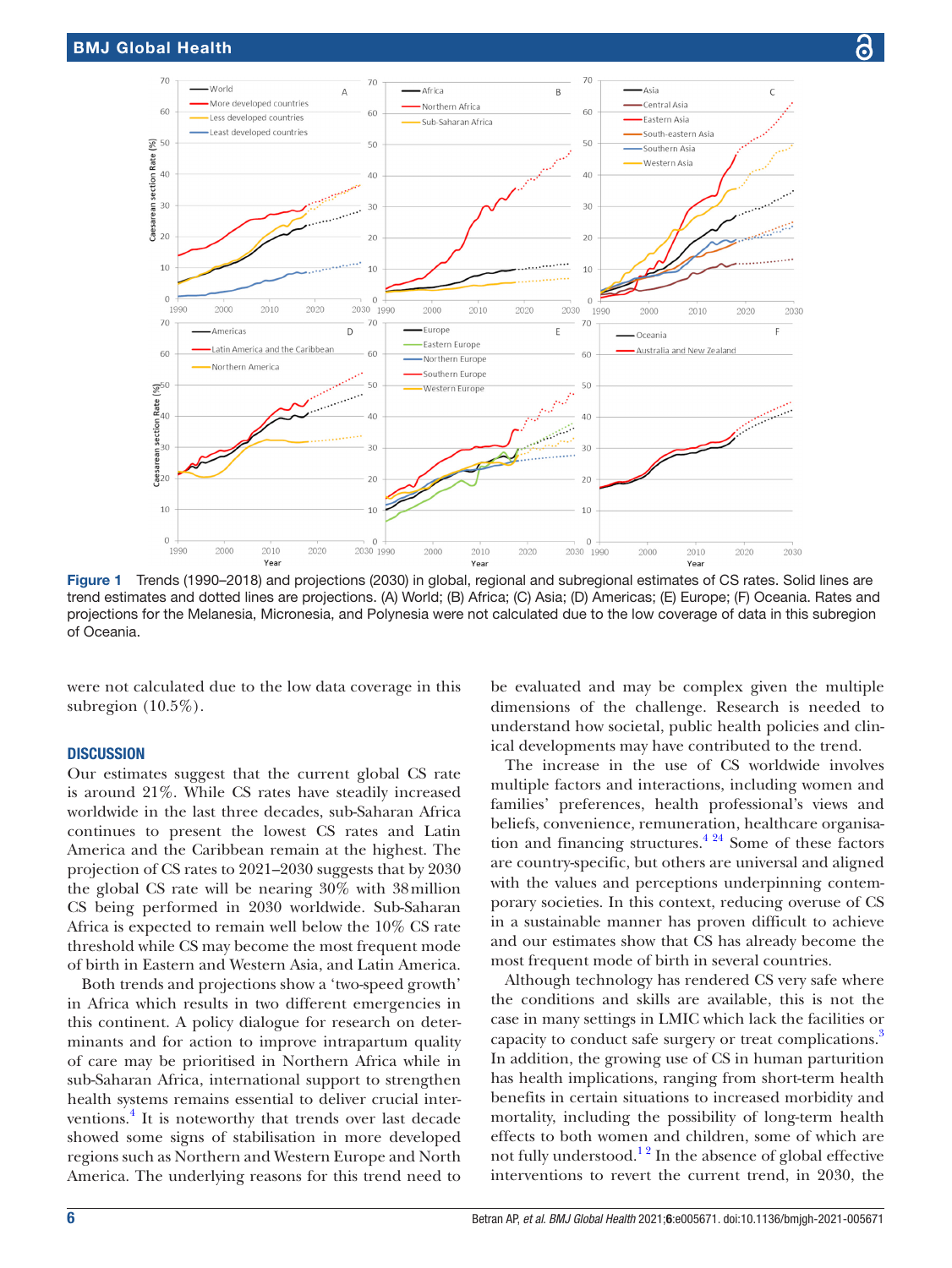Figure 1 Trends (1990–2018) and projections (2030) in global, regional and subregional estimates of CS rates. Solid lines are trend estimates and dotted lines are projections. (A) World; (B) Africa; (C) Asia; (D) Americas; (E) Europe; (F) Oceania. Rates and projections for the Melanesia, Micronesia, and Polynesia were not calculated due to the low coverage of data in this subregion of Oceania.

were not calculated due to the low data coverage in this subregion (10.5%).

## DISCUSSION

Our estimates suggest that the current global CS rate is around 21%. While CS rates have steadily increased worldwide in the last three decades, sub-Saharan Africa continues to present the lowest CS rates and Latin America and the Caribbean remain at the highest. The projection of CS rates to 2021–2030 suggests that by 2030 the global CS rate will be nearing 30% with 38 million CS being performed in 2030 worldwide. Sub-Saharan Africa is expected to remain well below the 10% CS rate threshold while CS may become the most frequent mode of birth in Eastern and Western Asia, and Latin America.

Both trends and projections show a 'two-speed growth' in Africa which results in two different emergencies in this continent. A policy dialogue for research on determinants and for action to improve intrapartum quality of care may be prioritised in Northern Africa while in sub-Saharan Africa, international support to strengthen health systems remains essential to deliver crucial interventions.[4] It is noteworthy that trends over last decade showed some signs of stabilisation in more developed regions such as Northern and Western Europe and North America. The underlying reasons for this trend need to be evaluated and may be complex given the multiple dimensions of the challenge. Research is needed to understand how societal, public health policies and clinical developments may have contributed to the trend.

The increase in the use of CS worldwide involves multiple factors and interactions, including women and families' preferences, health professional's views and beliefs, convenience, remuneration, healthcare organisation and financing structures.[4 24] Some of these factors are country-specific, but others are universal and aligned with the values and perceptions underpinning contemporary societies. In this context, reducing overuse of CS in a sustainable manner has proven difficult to achieve and our estimates show that CS has already become the most frequent mode of birth in several countries.

Although technology has rendered CS very safe where the conditions and skills are available, this is not the case in many settings in LMIC which lack the facilities or capacity to conduct safe surgery or treat complications.[3] In addition, the growing use of CS in human parturition has health implications, ranging from short-term health benefits in certain situations to increased morbidity and mortality, including the possibility of long-term health effects to both women and children, some of which are not fully understood.[1 2] In the absence of global effective interventions to revert the current trend, in 2030, the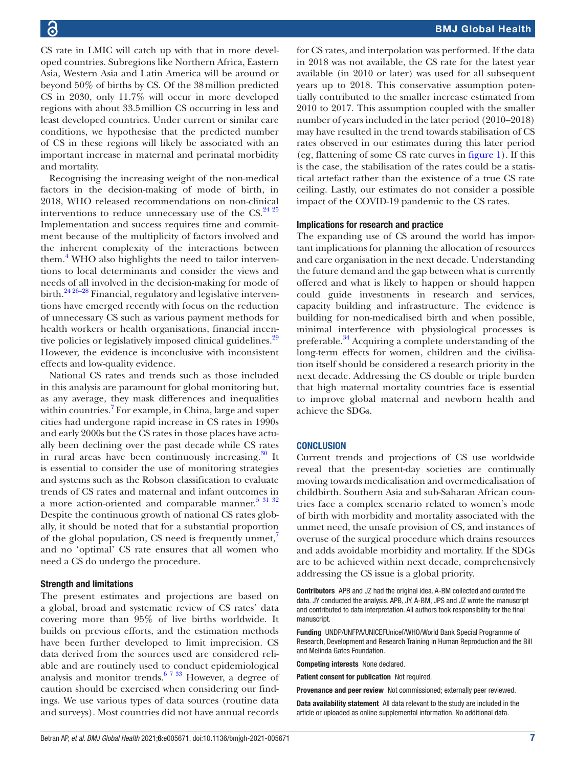CS rate in LMIC will catch up with that in more developed countries. Subregions like Northern Africa, Eastern Asia, Western Asia and Latin America will be around or beyond 50% of births by CS. Of the 38 million predicted CS in 2030, only 11.7% will occur in more developed regions with about 33.5 million CS occurring in less and least developed countries. Under current or similar care conditions, we hypothesise that the predicted number of CS in these regions will likely be associated with an important increase in maternal and perinatal morbidity and mortality.

Recognising the increasing weight of the non-medical factors in the decision-making of mode of birth, in 2018, WHO released recommendations on non-clinical interventions to reduce unnecessary use of the CS.[24 25] Implementation and success requires time and commitment because of the multiplicity of factors involved and the inherent complexity of the interactions between them.[4] WHO also highlights the need to tailor interventions to local determinants and consider the views and needs of all involved in the decision-making for mode of birth.[24 26–28] Financial, regulatory and legislative interventions have emerged recently with focus on the reduction of unnecessary CS such as various payment methods for health workers or health organisations, financial incentive policies or legislatively imposed clinical guidelines.[29] However, the evidence is inconclusive with inconsistent effects and low-quality evidence.

National CS rates and trends such as those included in this analysis are paramount for global monitoring but, as any average, they mask differences and inequalities within countries.[7] For example, in China, large and super cities had undergone rapid increase in CS rates in 1990s and early 2000s but the CS rates in those places have actually been declining over the past decade while CS rates in rural areas have been continuously increasing.[30] It is essential to consider the use of monitoring strategies and systems such as the Robson classification to evaluate trends of CS rates and maternal and infant outcomes in a more action-oriented and comparable manner.[5 31 32] Despite the continuous growth of national CS rates globally, it should be noted that for a substantial proportion of the global population, CS need is frequently unmet,[7] and no 'optimal' CS rate ensures that all women who need a CS do undergo the procedure.

### Strength and limitations

The present estimates and projections are based on a global, broad and systematic review of CS rates' data covering more than 95% of live births worldwide. It builds on previous efforts, and the estimation methods have been further developed to limit imprecision. CS data derived from the sources used are considered reliable and are routinely used to conduct epidemiological analysis and monitor trends.[6 7 33] However, a degree of caution should be exercised when considering our findings. We use various types of data sources (routine data and surveys). Most countries did not have annual records for CS rates, and interpolation was performed. If the data in 2018 was not available, the CS rate for the latest year available (in 2010 or later) was used for all subsequent years up to 2018. This conservative assumption potentially contributed to the smaller increase estimated from 2010 to 2017. This assumption coupled with the smaller number of years included in the later period (2010–2018) may have resulted in the trend towards stabilisation of CS rates observed in our estimates during this later period (eg, flattening of some CS rate curves in figure 1). If this is the case, the stabilisation of the rates could be a statistical artefact rather than the existence of a true CS rate ceiling. Lastly, our estimates do not consider a possible impact of the COVID-19 pandemic to the CS rates.

### Implications for research and practice

The expanding use of CS around the world has important implications for planning the allocation of resources and care organisation in the next decade. Understanding the future demand and the gap between what is currently offered and what is likely to happen or should happen could guide investments in research and services, capacity building and infrastructure. The evidence is building for non-medicalised birth and when possible, minimal interference with physiological processes is preferable.[34] Acquiring a complete understanding of the long-term effects for women, children and the civilisation itself should be considered a research priority in the next decade. Addressing the CS double or triple burden that high maternal mortality countries face is essential to improve global maternal and newborn health and achieve the SDGs.

## CONCLUSION

Current trends and projections of CS use worldwide reveal that the present-day societies are continually moving towards medicalisation and overmedicalisation of childbirth. Southern Asia and sub-Saharan African countries face a complex scenario related to women's mode of birth with morbidity and mortality associated with the unmet need, the unsafe provision of CS, and instances of overuse of the surgical procedure which drains resources and adds avoidable morbidity and mortality. If the SDGs are to be achieved within next decade, comprehensively addressing the CS issue is a global priority.

**Contributors** APB and JZ had the original idea. A-BM collected and curated the data. JY conducted the analysis. APB, JY, A-BM, JPS and JZ wrote the manuscript and contributed to data interpretation. All authors took responsibility for the final manuscript.

**Funding** UNDP/UNFPA/UNICEFUnicef/WHO/World Bank Special Programme of Research, Development and Research Training in Human Reproduction and the Bill and Melinda Gates Foundation.

**Competing interests** None declared.

**Patient consent for publication** Not required.

**Provenance and peer review** Not commissioned; externally peer reviewed.

**Data availability statement** All data relevant to the study are included in the article or uploaded as online supplemental information. No additional data.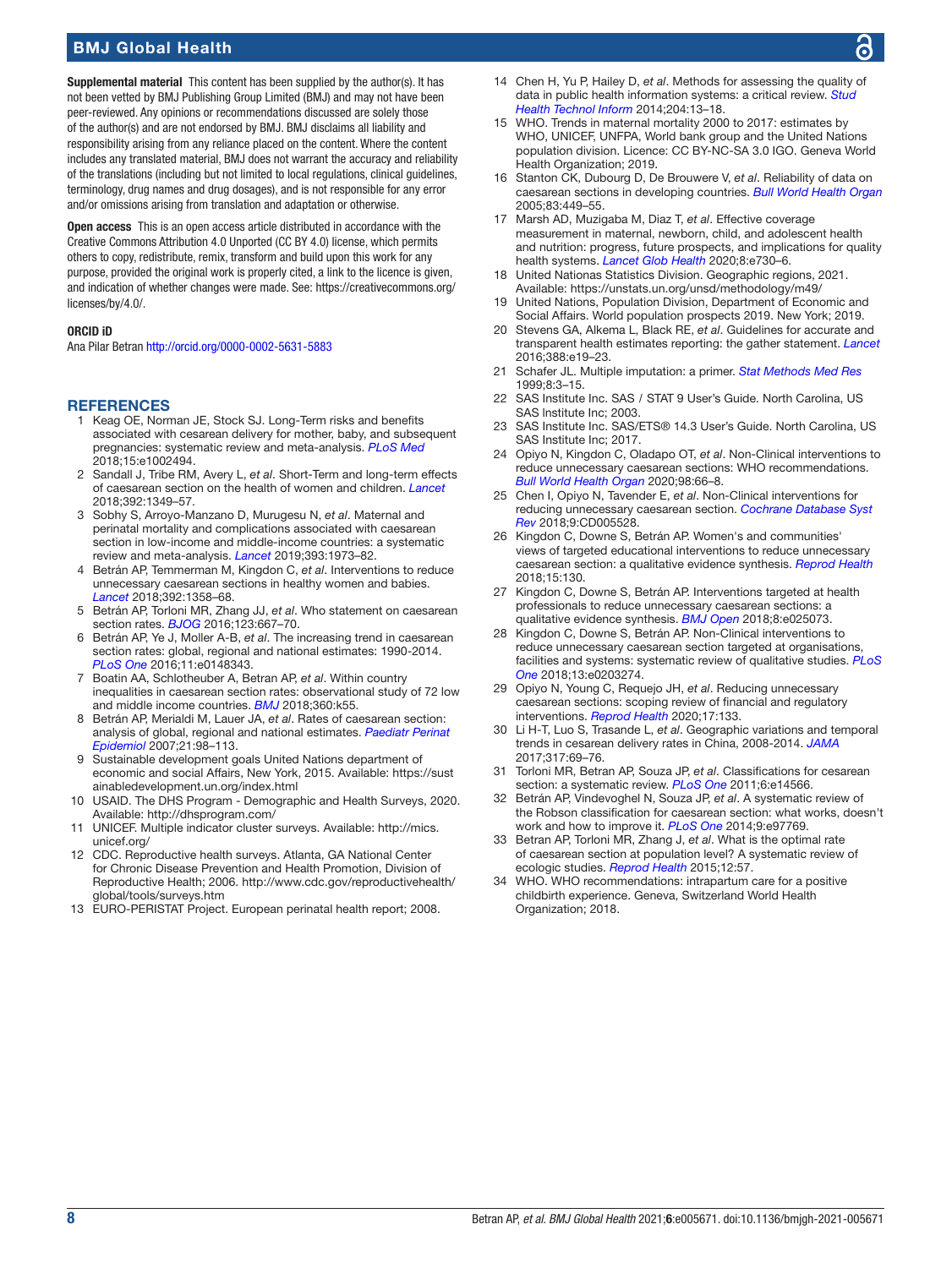**Supplemental material** This content has been supplied by the author(s). It has not been vetted by BMJ Publishing Group Limited (BMJ) and may not have been peer-reviewed. Any opinions or recommendations discussed are solely those of the author(s) and are not endorsed by BMJ. BMJ disclaims all liability and responsibility arising from any reliance placed on the content. Where the content includes any translated material, BMJ does not warrant the accuracy and reliability of the translations (including but not limited to local regulations, clinical guidelines, terminology, drug names and drug dosages), and is not responsible for any error and/or omissions arising from translation and adaptation or otherwise.

**Open access** This is an open access article distributed in accordance with the Creative Commons Attribution 4.0 Unported (CC BY 4.0) license, which permits others to copy, redistribute, remix, transform and build upon this work for any purpose, provided the original work is properly cited, a link to the licence is given, and indication of whether changes were made. See: https://creativecommons.org/licenses/by/4.0/.

**ORCID iD**

Ana Pilar Betran http://orcid.org/0000-0002-5631-5883

## REFERENCES

1. Keag OE, Norman JE, Stock SJ. Long-Term risks and benefits associated with cesarean delivery for mother, baby, and subsequent pregnancies: systematic review and meta-analysis. *PLoS Med* 2018;15:e1002494.
2. Sandall J, Tribe RM, Avery L, *et al*. Short-Term and long-term effects of caesarean section on the health of women and children. *Lancet* 2018;392:1349–57.
3. Sobhy S, Arroyo-Manzano D, Murugesu N, *et al*. Maternal and perinatal mortality and complications associated with caesarean section in low-income and middle-income countries: a systematic review and meta-analysis. *Lancet* 2019;393:1973–82.
4. Betrán AP, Temmerman M, Kingdon C, *et al*. Interventions to reduce unnecessary caesarean sections in healthy women and babies. *Lancet* 2018;392:1358–68.
5. Betrán AP, Torloni MR, Zhang JJ, *et al*. Who statement on caesarean section rates. *BJOG* 2016;123:667–70.
6. Betrán AP, Ye J, Moller A-B, *et al*. The increasing trend in caesarean section rates: global, regional and national estimates: 1990-2014. *PLoS One* 2016;11:e0148343.
7. Boatin AA, Schlotheuber A, Betran AP, *et al*. Within country inequalities in caesarean section rates: observational study of 72 low and middle income countries. *BMJ* 2018;360:k55.
8. Betrán AP, Merialdi M, Lauer JA, *et al*. Rates of caesarean section: analysis of global, regional and national estimates. *Paediatr Perinat Epidemiol* 2007;21:98–113.
9. Sustainable development goals United Nations department of economic and social Affairs, New York, 2015. Available: https://sustainabledevelopment.un.org/index.html
10. USAID. The DHS Program - Demographic and Health Surveys, 2020. Available: http://dhsprogram.com/
11. UNICEF. Multiple indicator cluster surveys. Available: http://mics.unicef.org/
12. CDC. Reproductive health surveys. Atlanta, GA National Center for Chronic Disease Prevention and Health Promotion, Division of Reproductive Health; 2006. http://www.cdc.gov/reproductivehealth/global/tools/surveys.htm
13. EURO-PERISTAT Project. European perinatal health report; 2008.
14. Chen H, Yu P, Hailey D, *et al*. Methods for assessing the quality of data in public health information systems: a critical review. *Stud Health Technol Inform* 2014;204:13–18.
15. WHO. Trends in maternal mortality 2000 to 2017: estimates by WHO, UNICEF, UNFPA, World bank group and the United Nations population division. Licence: CC BY-NC-SA 3.0 IGO. Geneva World Health Organization; 2019.
16. Stanton CK, Dubourg D, De Brouwere V, *et al*. Reliability of data on caesarean sections in developing countries. *Bull World Health Organ* 2005;83:449–55.
17. Marsh AD, Muzigaba M, Diaz T, *et al*. Effective coverage measurement in maternal, newborn, child, and adolescent health and nutrition: progress, future prospects, and implications for quality health systems. *Lancet Glob Health* 2020;8:e730–6.
18. United Nationas Statistics Division. Geographic regions, 2021. Available: https://unstats.un.org/unsd/methodology/m49/
19. United Nations, Population Division, Department of Economic and Social Affairs. World population prospects 2019. New York; 2019.
20. Stevens GA, Alkema L, Black RE, *et al*. Guidelines for accurate and transparent health estimates reporting: the gather statement. *Lancet* 2016;388:e19–23.
21. Schafer JL. Multiple imputation: a primer. *Stat Methods Med Res* 1999;8:3–15.
22. SAS Institute Inc. SAS / STAT 9 User's Guide. North Carolina, US SAS Institute Inc; 2003.
23. SAS Institute Inc. SAS/ETS® 14.3 User's Guide. North Carolina, US SAS Institute Inc; 2017.
24. Opiyo N, Kingdon C, Oladapo OT, *et al*. Non-Clinical interventions to reduce unnecessary caesarean sections: WHO recommendations. *Bull World Health Organ* 2020;98:66–8.
25. Chen I, Opiyo N, Tavender E, *et al*. Non-Clinical interventions for reducing unnecessary caesarean section. *Cochrane Database Syst Rev* 2018;9:CD005528.
26. Kingdon C, Downe S, Betrán AP. Women's and communities' views of targeted educational interventions to reduce unnecessary caesarean section: a qualitative evidence synthesis. *Reprod Health* 2018;15:130.
27. Kingdon C, Downe S, Betrán AP. Interventions targeted at health professionals to reduce unnecessary caesarean sections: a qualitative evidence synthesis. *BMJ Open* 2018;8:e025073.
28. Kingdon C, Downe S, Betrán AP. Non-Clinical interventions to reduce unnecessary caesarean section targeted at organisations, facilities and systems: systematic review of qualitative studies. *PLoS One* 2018;13:e0203274.
29. Opiyo N, Young C, Requejo JH, *et al*. Reducing unnecessary caesarean sections: scoping review of financial and regulatory interventions. *Reprod Health* 2020;17:133.
30. Li H-T, Luo S, Trasande L, *et al*. Geographic variations and temporal trends in cesarean delivery rates in China, 2008-2014. *JAMA* 2017;317:69–76.
31. Torloni MR, Betran AP, Souza JP, *et al*. Classifications for cesarean section: a systematic review. *PLoS One* 2011;6:e14566.
32. Betrán AP, Vindevoghel N, Souza JP, *et al*. A systematic review of the Robson classification for caesarean section: what works, doesn't work and how to improve it. *PLoS One* 2014;9:e97769.
33. Betran AP, Torloni MR, Zhang J, *et al*. What is the optimal rate of caesarean section at population level? A systematic review of ecologic studies. *Reprod Health* 2015;12:57.
34. WHO. WHO recommendations: intrapartum care for a positive childbirth experience. Geneva, Switzerland World Health Organization; 2018.